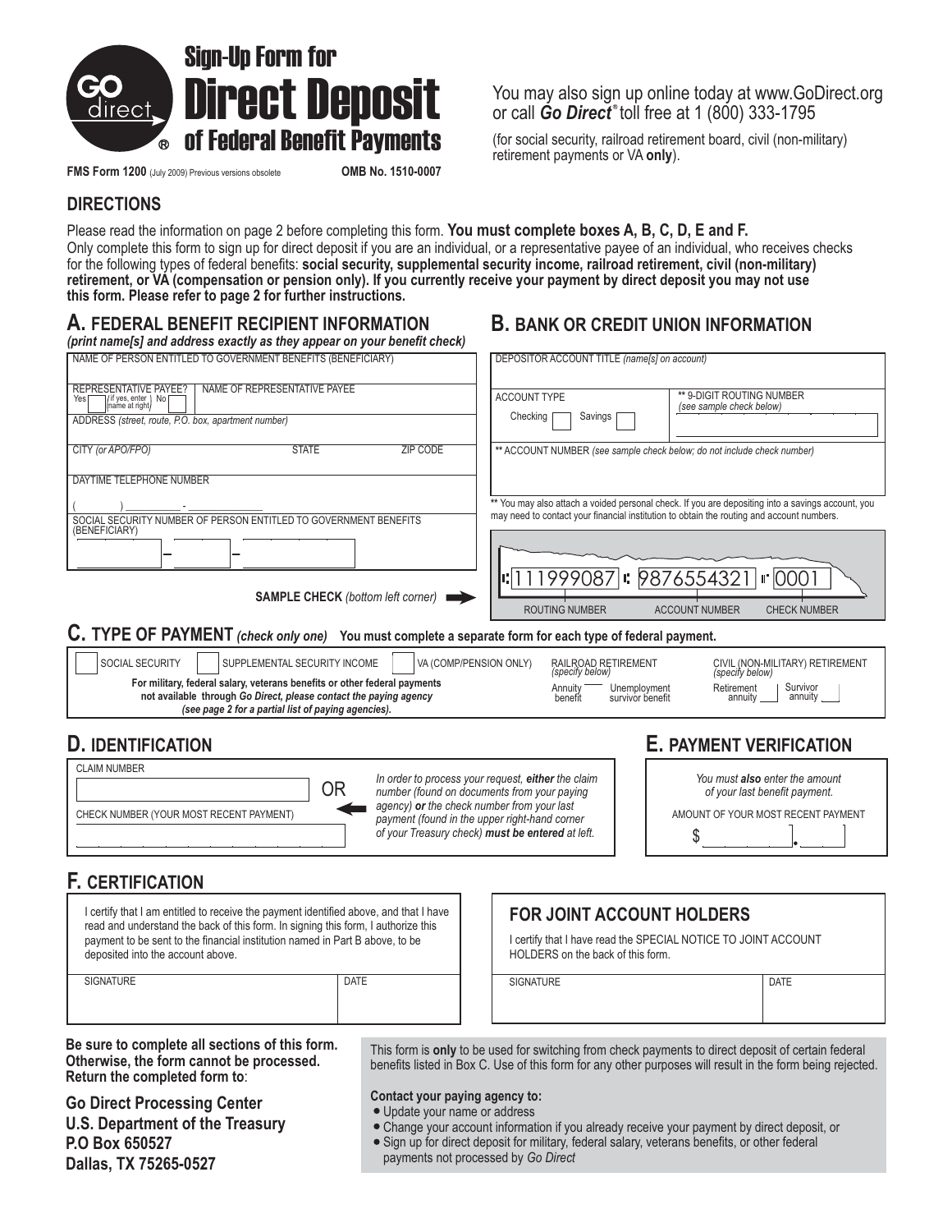# Sign-Up Form for Direct Deposit of Federal Benefit Payments

GO direct®

**FMS Form 1200** (July 2009) Previous versions obsolete **OMB No. 1510-0007**

You may also sign up online today at www.GoDirect.org or call ***Go Direct***® toll free at 1 (800) 333-1795

(for social security, railroad retirement board, civil (non-military) retirement payments or VA **only**).

## DIRECTIONS

Please read the information on page 2 before completing this form. **You must complete boxes A, B, C, D, E and F.** Only complete this form to sign up for direct deposit if you are an individual, or a representative payee of an individual, who receives checks for the following types of federal benefits: **social security, supplemental security income, railroad retirement, civil (non-military) retirement, or VA (compensation or pension only). If you currently receive your payment by direct deposit you may not use this form. Please refer to page 2 for further instructions.**

## A. FEDERAL BENEFIT RECIPIENT INFORMATION

***(print name[s] and address exactly as they appear on your benefit check)***

NAME OF PERSON ENTITLED TO GOVERNMENT BENEFITS (BENEFICIARY)

REPRESENTATIVE PAYEE? Yes ☐ (if yes, enter name at right) No ☐ | NAME OF REPRESENTATIVE PAYEE

ADDRESS *(street, route, P.O. box, apartment number)*

CITY *(or APO/FPO)* | STATE | ZIP CODE

DAYTIME TELEPHONE NUMBER

( ) ______ - ______

SOCIAL SECURITY NUMBER OF PERSON ENTITLED TO GOVERNMENT BENEFITS (BENEFICIARY)

___ – ___ – ___

## B. BANK OR CREDIT UNION INFORMATION

DEPOSITOR ACCOUNT TITLE *(name[s] on account)*

ACCOUNT TYPE: Checking ☐ Savings ☐

\*\* 9-DIGIT ROUTING NUMBER *(see sample check below)*

\*\* ACCOUNT NUMBER *(see sample check below; do not include check number)*

\*\* You may also attach a voided personal check. If you are depositing into a savings account, you may need to contact your financial institution to obtain the routing and account numbers.

**SAMPLE CHECK** *(bottom left corner)*

| 111999087 | 9876554321 | 0001 |
|---|---|---|
| ROUTING NUMBER | ACCOUNT NUMBER | CHECK NUMBER |

## C. TYPE OF PAYMENT *(check only one)* You must complete a separate form for each type of federal payment.

☐ SOCIAL SECURITY ☐ SUPPLEMENTAL SECURITY INCOME ☐ VA (COMP/PENSION ONLY)

RAILROAD RETIREMENT *(specify below)*: Annuity benefit ___ Unemployment survivor benefit ___

CIVIL (NON-MILITARY) RETIREMENT *(specify below)*: Retirement annuity ___ Survivor annuity ___

**For military, federal salary, veterans benefits or other federal payments not available through *Go Direct*, please contact the paying agency *(see page 2 for a partial list of paying agencies).***

## D. IDENTIFICATION

CLAIM NUMBER

OR

CHECK NUMBER (YOUR MOST RECENT PAYMENT)

*In order to process your request, **either** the claim number (found on documents from your paying agency) **or** the check number from your last payment (found in the upper right-hand corner of your Treasury check) **must be entered** at left.*

## E. PAYMENT VERIFICATION

*You must **also** enter the amount of your last benefit payment.*

AMOUNT OF YOUR MOST RECENT PAYMENT

$ ______ . ___

## F. CERTIFICATION

I certify that I am entitled to receive the payment identified above, and that I have read and understand the back of this form. In signing this form, I authorize this payment to be sent to the financial institution named in Part B above, to be deposited into the account above.

| SIGNATURE | DATE |
|---|---|
| | |

### FOR JOINT ACCOUNT HOLDERS

I certify that I have read the SPECIAL NOTICE TO JOINT ACCOUNT HOLDERS on the back of this form.

| SIGNATURE | DATE |
|---|---|
| | |

**Be sure to complete all sections of this form. Otherwise, the form cannot be processed. Return the completed form to**:

**Go Direct Processing Center**
**U.S. Department of the Treasury**
**P.O Box 650527**
**Dallas, TX 75265-0527**

This form is **only** to be used for switching from check payments to direct deposit of certain federal benefits listed in Box C. Use of this form for any other purposes will result in the form being rejected.

**Contact your paying agency to:**

- Update your name or address
- Change your account information if you already receive your payment by direct deposit, or
- Sign up for direct deposit for military, federal salary, veterans benefits, or other federal payments not processed by *Go Direct*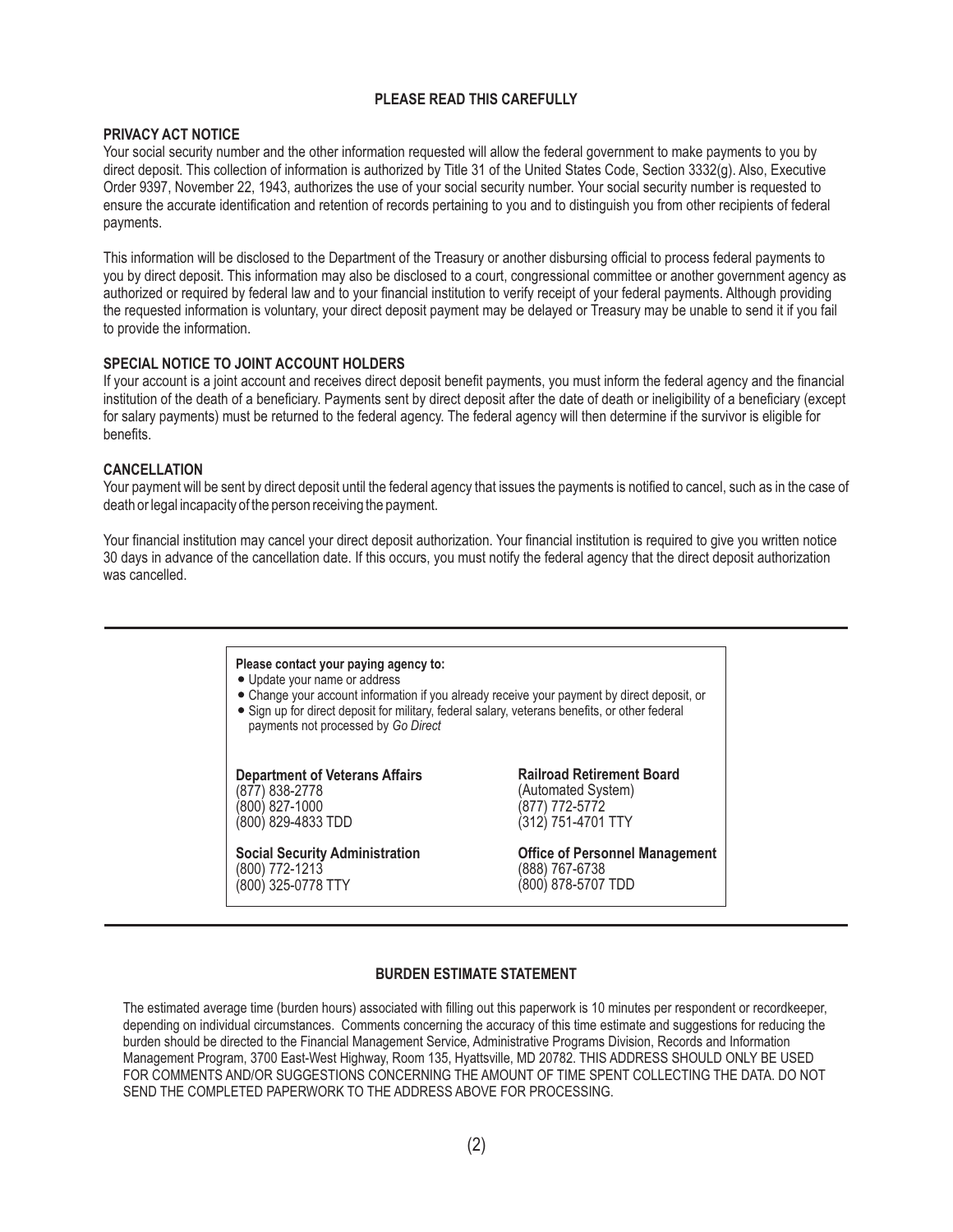## PLEASE READ THIS CAREFULLY

### PRIVACY ACT NOTICE

Your social security number and the other information requested will allow the federal government to make payments to you by direct deposit. This collection of information is authorized by Title 31 of the United States Code, Section 3332(g). Also, Executive Order 9397, November 22, 1943, authorizes the use of your social security number. Your social security number is requested to ensure the accurate identification and retention of records pertaining to you and to distinguish you from other recipients of federal payments.

This information will be disclosed to the Department of the Treasury or another disbursing official to process federal payments to you by direct deposit. This information may also be disclosed to a court, congressional committee or another government agency as authorized or required by federal law and to your financial institution to verify receipt of your federal payments. Although providing the requested information is voluntary, your direct deposit payment may be delayed or Treasury may be unable to send it if you fail to provide the information.

### SPECIAL NOTICE TO JOINT ACCOUNT HOLDERS

If your account is a joint account and receives direct deposit benefit payments, you must inform the federal agency and the financial institution of the death of a beneficiary. Payments sent by direct deposit after the date of death or ineligibility of a beneficiary (except for salary payments) must be returned to the federal agency. The federal agency will then determine if the survivor is eligible for benefits.

### CANCELLATION

Your payment will be sent by direct deposit until the federal agency that issues the payments is notified to cancel, such as in the case of death or legal incapacity of the person receiving the payment.

Your financial institution may cancel your direct deposit authorization. Your financial institution is required to give you written notice 30 days in advance of the cancellation date. If this occurs, you must notify the federal agency that the direct deposit authorization was cancelled.

---

**Please contact your paying agency to:**

- Update your name or address
- Change your account information if you already receive your payment by direct deposit, or
- Sign up for direct deposit for military, federal salary, veterans benefits, or other federal payments not processed by *Go Direct*

**Department of Veterans Affairs**
(877) 838-2778
(800) 827-1000
(800) 829-4833 TDD

**Railroad Retirement Board**
(Automated System)
(877) 772-5772
(312) 751-4701 TTY

**Social Security Administration**
(800) 772-1213
(800) 325-0778 TTY

**Office of Personnel Management**
(888) 767-6738
(800) 878-5707 TDD

---

## BURDEN ESTIMATE STATEMENT

The estimated average time (burden hours) associated with filling out this paperwork is 10 minutes per respondent or recordkeeper, depending on individual circumstances. Comments concerning the accuracy of this time estimate and suggestions for reducing the burden should be directed to the Financial Management Service, Administrative Programs Division, Records and Information Management Program, 3700 East-West Highway, Room 135, Hyattsville, MD 20782. THIS ADDRESS SHOULD ONLY BE USED FOR COMMENTS AND/OR SUGGESTIONS CONCERNING THE AMOUNT OF TIME SPENT COLLECTING THE DATA. DO NOT SEND THE COMPLETED PAPERWORK TO THE ADDRESS ABOVE FOR PROCESSING.